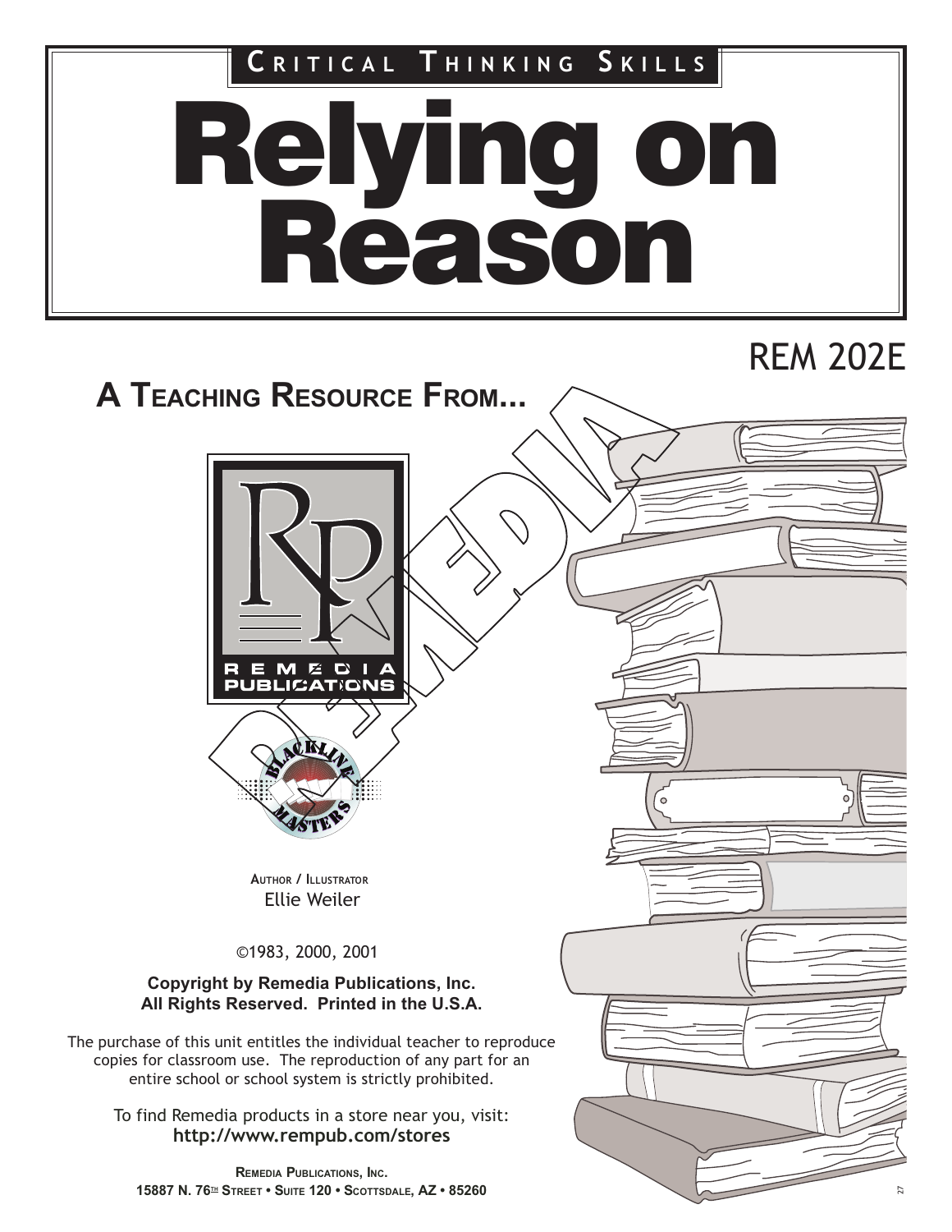CRITICAL THINKING SKILLS

# Relying on Reason

REM 202E

**A TEACHING RESOURCE FROM...**

REMEDIA PUBLICATIONS

AUTHOR / ILLUSTRATOR
Ellie Weiler

©1983, 2000, 2001

**Copyright by Remedia Publications, Inc.
All Rights Reserved. Printed in the U.S.A.**

The purchase of this unit entitles the individual teacher to reproduce copies for classroom use. The reproduction of any part for an entire school or school system is strictly prohibited.

To find Remedia products in a store near you, visit:
**http://www.rempub.com/stores**

**REMEDIA PUBLICATIONS, INC.
15887 N. 76TH STREET • SUITE 120 • SCOTTSDALE, AZ • 85260**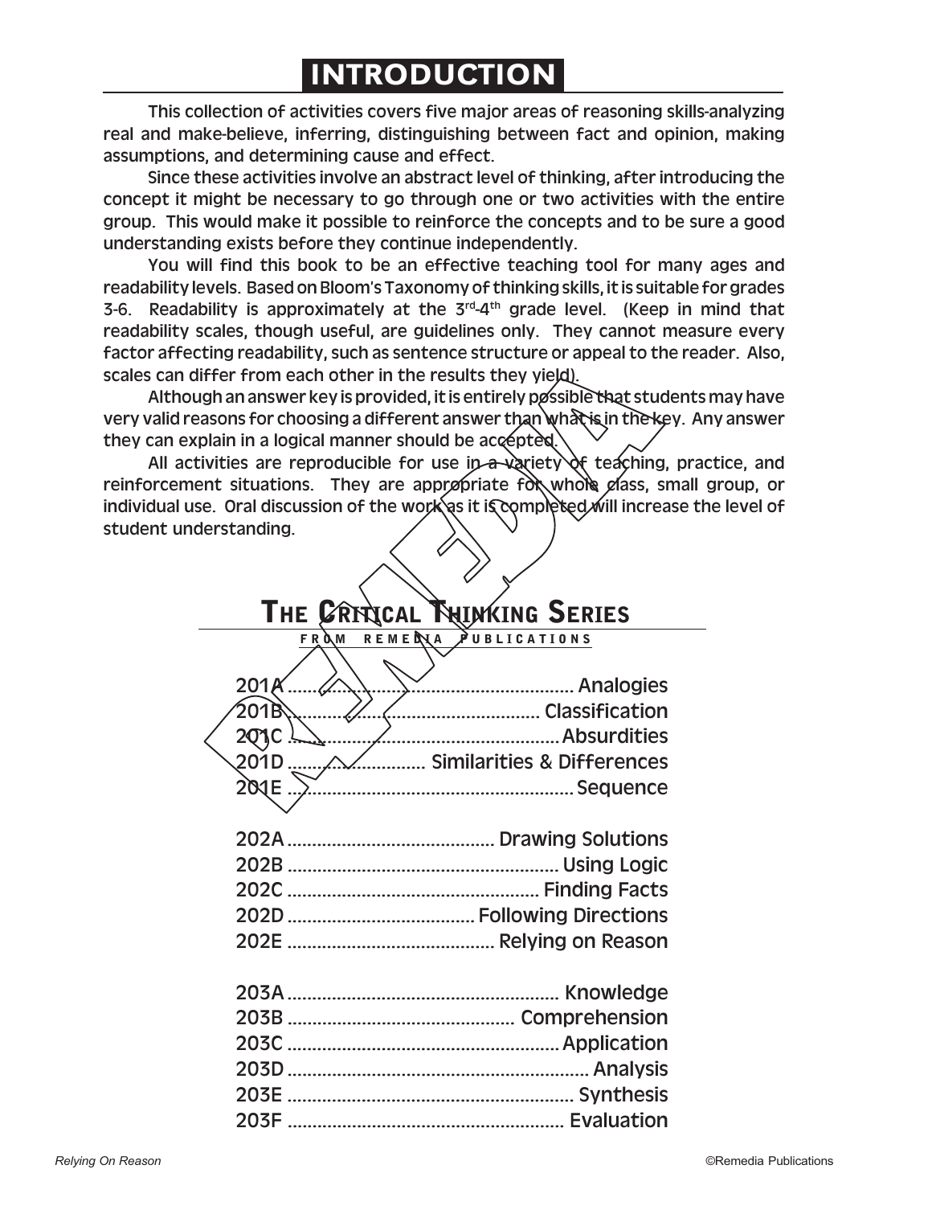# INTRODUCTION

This collection of activities covers five major areas of reasoning skills-analyzing real and make-believe, inferring, distinguishing between fact and opinion, making assumptions, and determining cause and effect.

Since these activities involve an abstract level of thinking, after introducing the concept it might be necessary to go through one or two activities with the entire group. This would make it possible to reinforce the concepts and to be sure a good understanding exists before they continue independently.

You will find this book to be an effective teaching tool for many ages and readability levels. Based on Bloom's Taxonomy of thinking skills, it is suitable for grades 3-6. Readability is approximately at the 3rd-4th grade level. (Keep in mind that readability scales, though useful, are guidelines only. They cannot measure every factor affecting readability, such as sentence structure or appeal to the reader. Also, scales can differ from each other in the results they yield).

Although an answer key is provided, it is entirely possible that students may have very valid reasons for choosing a different answer than what is in the key. Any answer they can explain in a logical manner should be accepted.

All activities are reproducible for use in a variety of teaching, practice, and reinforcement situations. They are appropriate for whole class, small group, or individual use. Oral discussion of the work as it is completed will increase the level of student understanding.

## The Critical Thinking Series

FROM REMEDIA PUBLICATIONS

201A ........ Analogies
201B ........ Classification
201C ........ Absurdities
201D ........ Similarities & Differences
201E ........ Sequence

202A ........ Drawing Solutions
202B ........ Using Logic
202C ........ Finding Facts
202D ........ Following Directions
202E ........ Relying on Reason

203A ........ Knowledge
203B ........ Comprehension
203C ........ Application
203D ........ Analysis
203E ........ Synthesis
203F ........ Evaluation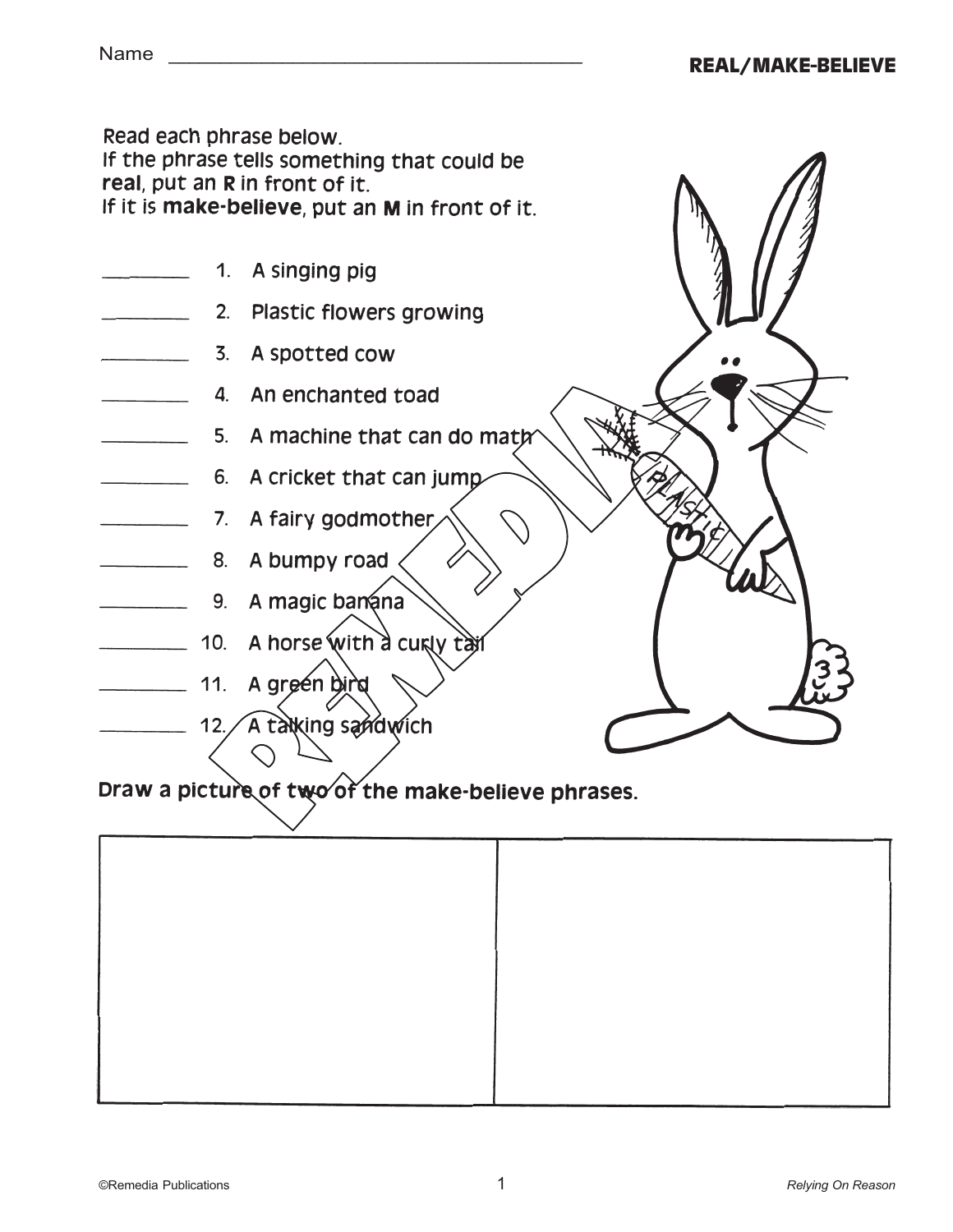Name ______________________________

## REAL/MAKE-BELIEVE

Read each phrase below.
If the phrase tells something that could be **real**, put an **R** in front of it.
If it is **make-believe**, put an **M** in front of it.

________ 1. A singing pig

________ 2. Plastic flowers growing

________ 3. A spotted cow

________ 4. An enchanted toad

________ 5. A machine that can do math

________ 6. A cricket that can jump

________ 7. A fairy godmother

________ 8. A bumpy road

________ 9. A magic banana

________ 10. A horse with a curly tail

________ 11. A green bird

________ 12. A talking sandwich

**Draw a picture of two of the make-believe phrases.**

| | |
|---|---|
| | |

©Remedia Publications — *Relying On Reason*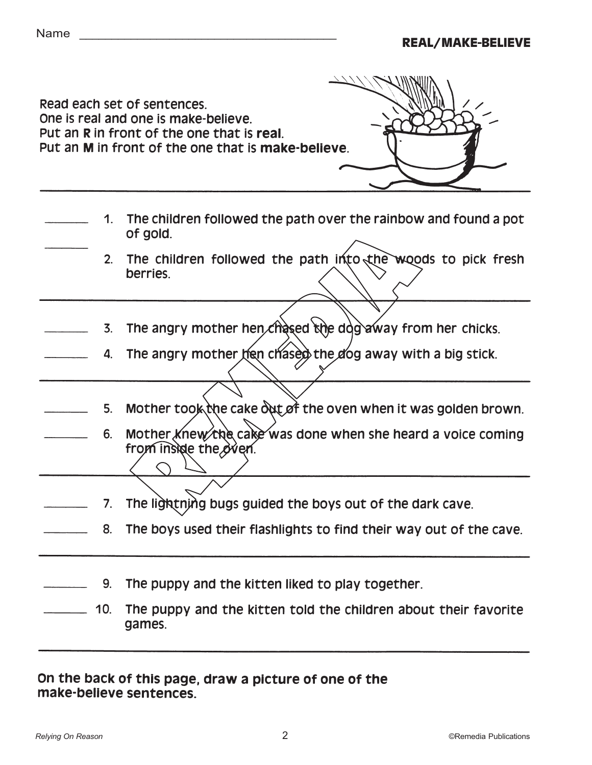Name ____________________________________

## REAL/MAKE-BELIEVE

Read each set of sentences.
One is real and one is make-believe.
Put an **R** in front of the one that is **real**.
Put an **M** in front of the one that is **make-believe**.

---

_______ 1. The children followed the path over the rainbow and found a pot of gold.

_______ 2. The children followed the path into the woods to pick fresh berries.

---

_______ 3. The angry mother hen chased the dog away from her chicks.

_______ 4. The angry mother hen chased the dog away with a big stick.

---

_______ 5. Mother took the cake out of the oven when it was golden brown.

_______ 6. Mother knew the cake was done when she heard a voice coming from inside the oven.

---

_______ 7. The lightning bugs guided the boys out of the dark cave.

_______ 8. The boys used their flashlights to find their way out of the cave.

---

_______ 9. The puppy and the kitten liked to play together.

_______ 10. The puppy and the kitten told the children about their favorite games.

---

**On the back of this page, draw a picture of one of the make-believe sentences.**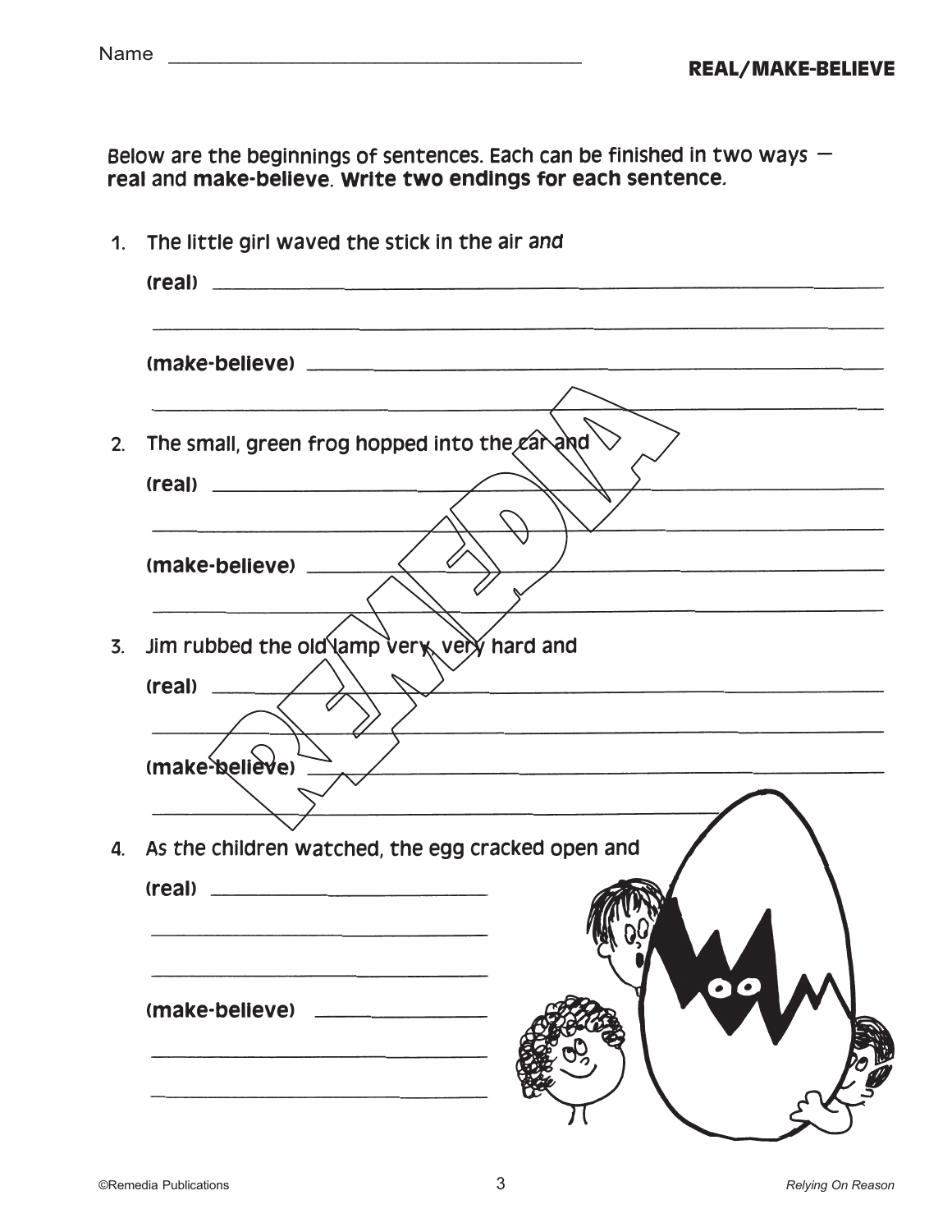Name ___________________________________

**REAL/MAKE-BELIEVE**

Below are the beginnings of sentences. Each can be finished in two ways — **real** and **make-believe**. **Write two endings for each sentence.**

1. The little girl waved the stick in the air *and*

   **(real)** _______________________________________________

   _______________________________________________

   **(make-believe)** _______________________________________________

   _______________________________________________

2. The small, green frog hopped into the car and

   **(real)** _______________________________________________

   _______________________________________________

   **(make-believe)** _______________________________________________

   _______________________________________________

3. Jim rubbed the old lamp very, very hard and

   **(real)** _______________________________________________

   _______________________________________________

   **(make-believe)** _______________________________________________

   _______________________________________________

4. As the children watched, the egg cracked open and

   **(real)** _______________________

   _______________________

   _______________________

   **(make-believe)** _______________________

   _______________________

   _______________________

©Remedia Publications *Relying On Reason*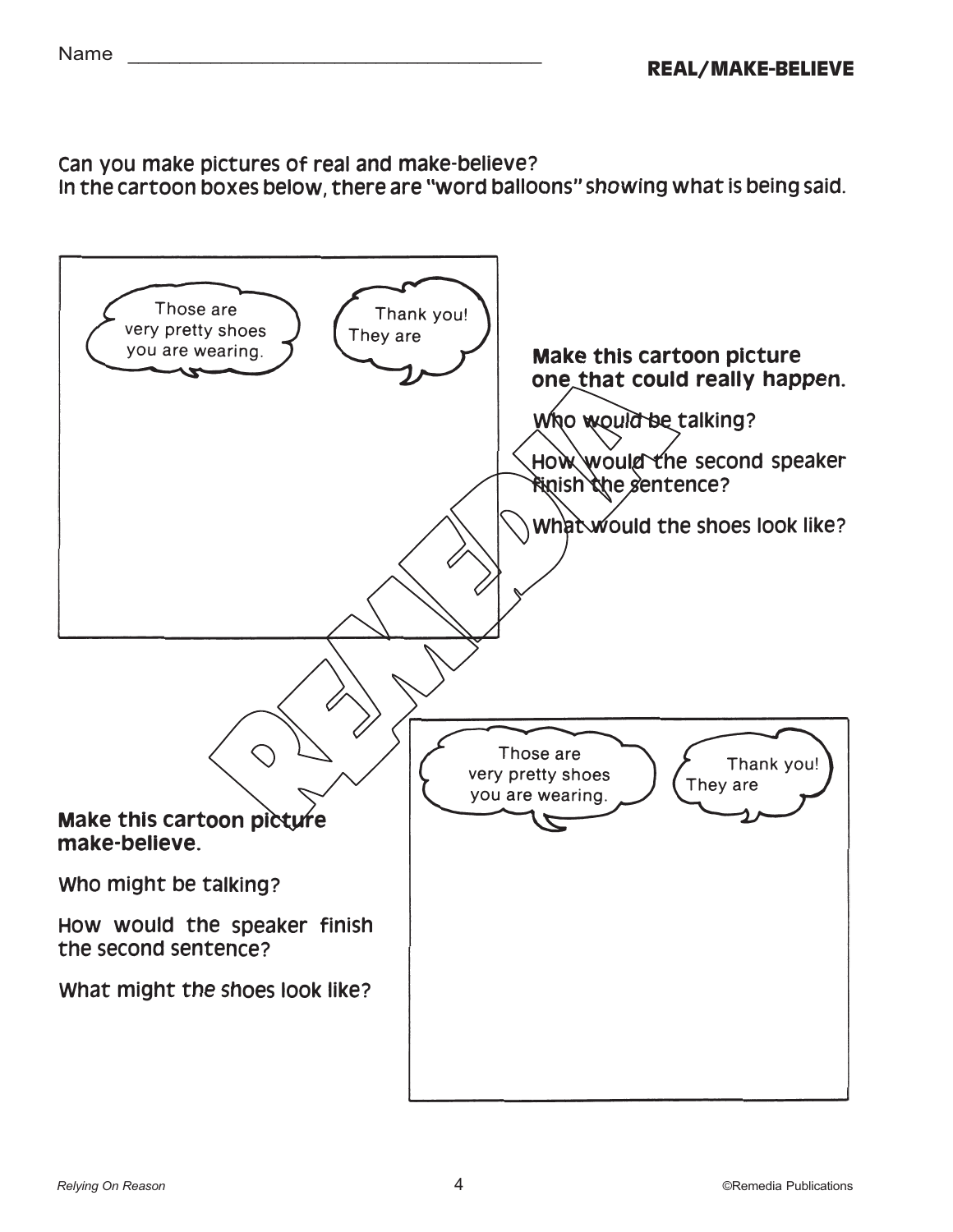Name ______________________________________

**REAL/MAKE-BELIEVE**

Can you make pictures of real and make-believe?
In the cartoon boxes below, there are "word balloons" showing what is being said.

Those are very pretty shoes you are wearing.

Thank you! They are

**Make this cartoon picture one that could really happen.**

Who would be talking?

How would the second speaker finish the sentence?

What would the shoes look like?

Those are very pretty shoes you are wearing.

Thank you! They are

**Make this cartoon picture make-believe.**

Who might be talking?

How would the speaker finish the second sentence?

What might the shoes look like?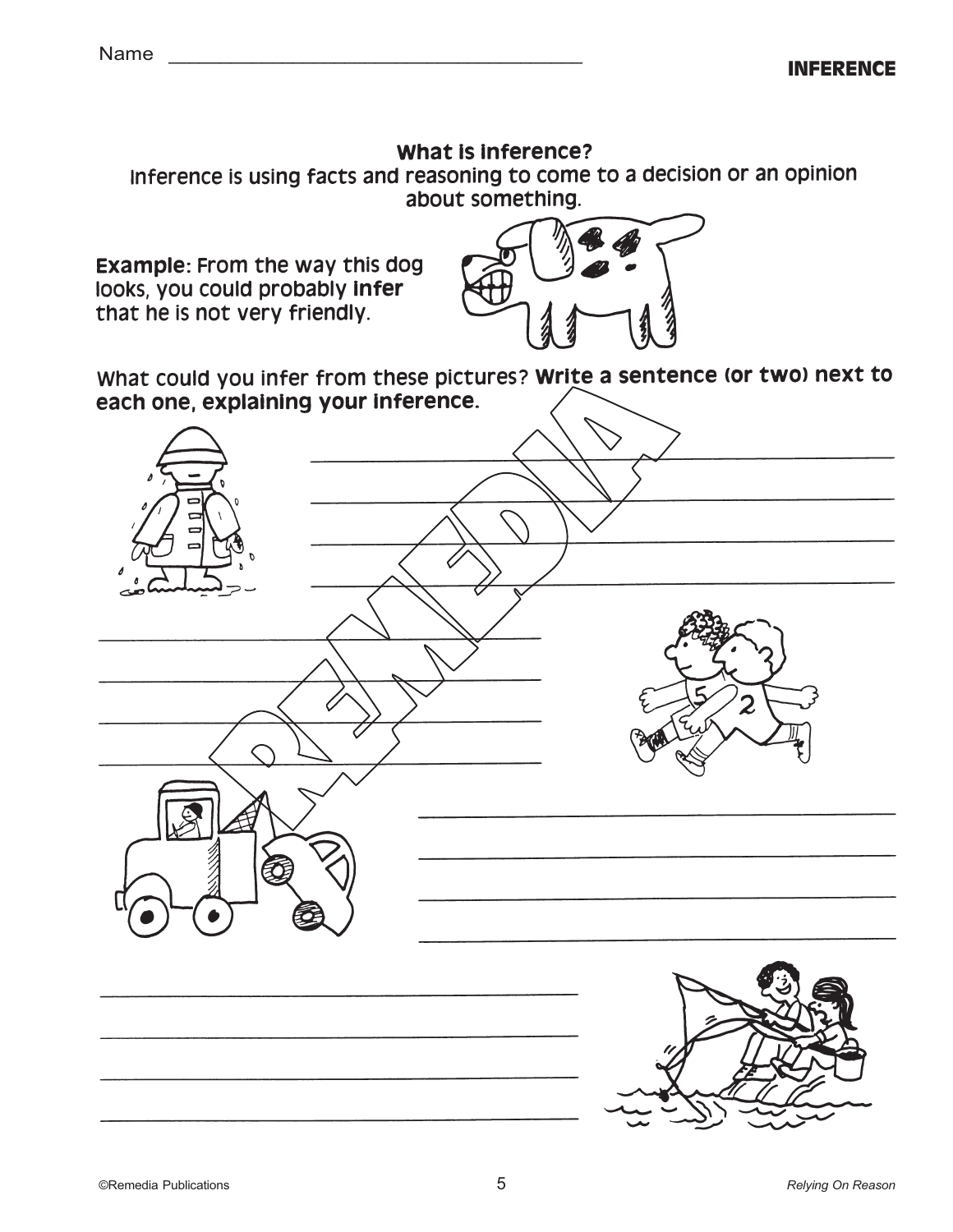Name ___________________________________

**INFERENCE**

## What is inference?

Inference is using facts and reasoning to come to a decision or an opinion about something.

**Example**: From the way this dog looks, you could probably **infer** that he is not very friendly.

What could you infer from these pictures? **Write a sentence (or two) next to each one, explaining your inference.**

_______________________________________________

_______________________________________________

_______________________________________________

_______________________________________________

_______________________________________________

_______________________________________________

_______________________________________________

_______________________________________________

_______________________________________________

_______________________________________________

_______________________________________________

_______________________________________________

_______________________________________________

_______________________________________________

_______________________________________________

_______________________________________________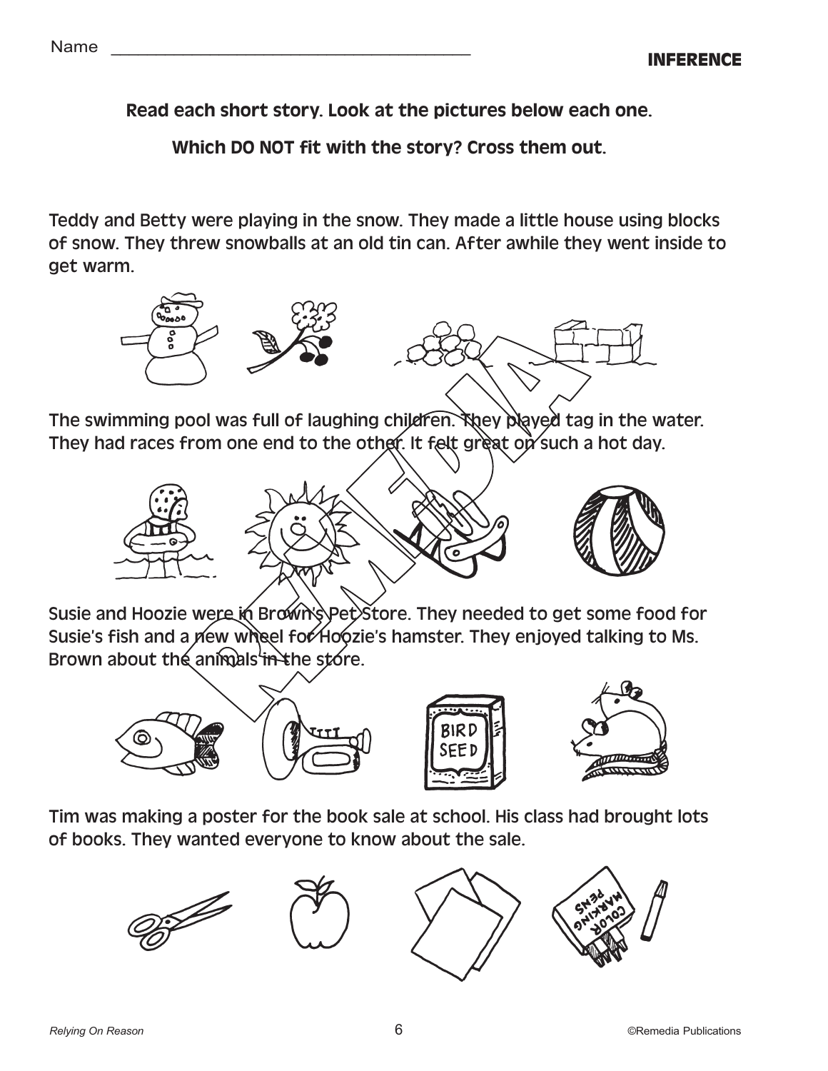Name ____________________________________

**INFERENCE**

**Read each short story. Look at the pictures below each one.**

**Which DO NOT fit with the story? Cross them out.**

Teddy and Betty were playing in the snow. They made a little house using blocks of snow. They threw snowballs at an old tin can. After awhile they went inside to get warm.

The swimming pool was full of laughing children. They played tag in the water. They had races from one end to the other. It felt great on such a hot day.

Susie and Hoozie were in Brown's Pet Store. They needed to get some food for Susie's fish and a new wheel for Hoozie's hamster. They enjoyed talking to Ms. Brown about the animals in the store.

BIRD SEED

Tim was making a poster for the book sale at school. His class had brought lots of books. They wanted everyone to know about the sale.

COLOR MARKING PENS

*Relying On Reason*

©Remedia Publications